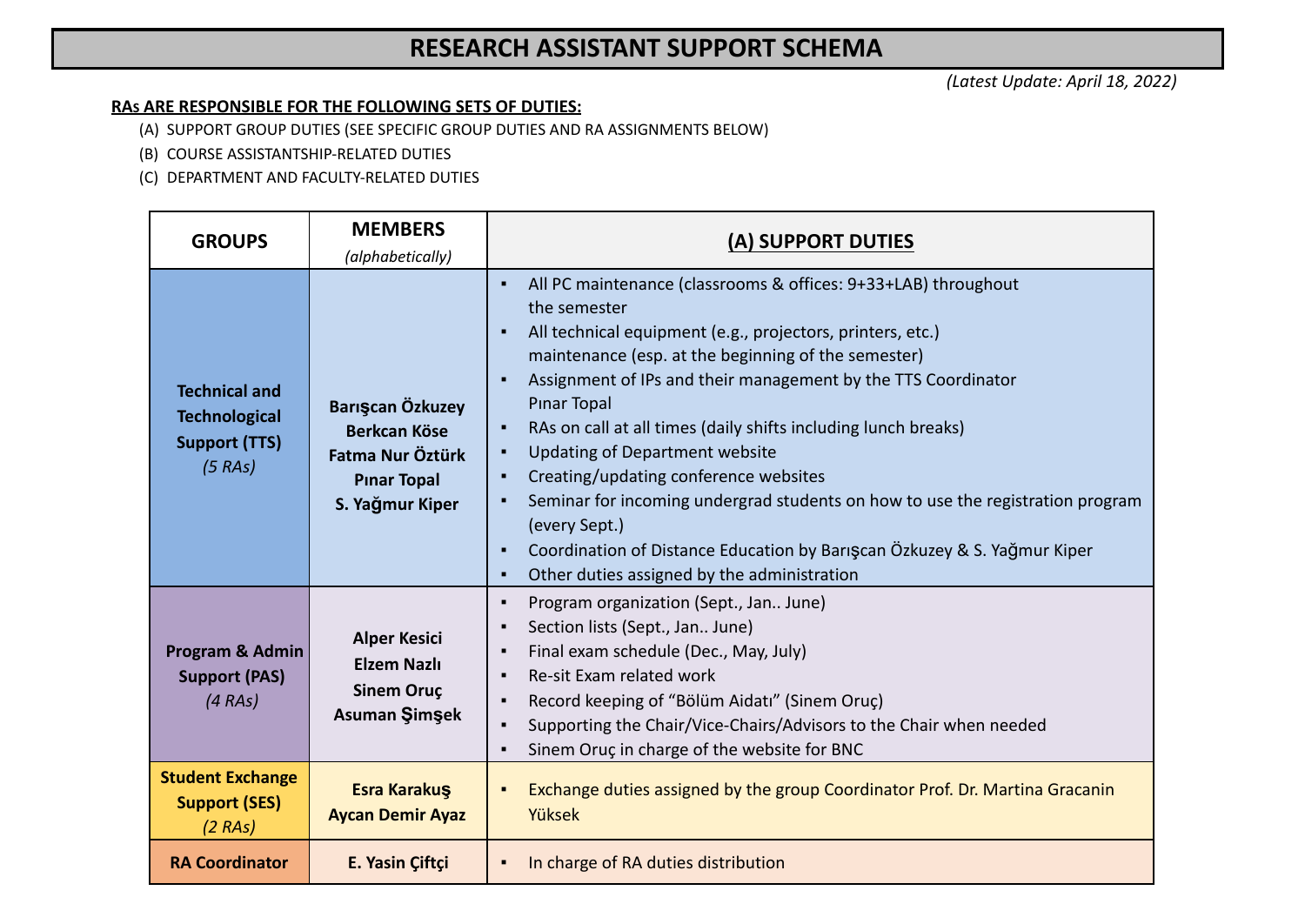# RESEARCH ASSISTANT SUPPORT SCHEMA

*(Latest Update: April 18, 2022)*

**RAs ARE RESPONSIBLE FOR THE FOLLOWING SETS OF DUTIES:**

(A) SUPPORT GROUP DUTIES (SEE SPECIFIC GROUP DUTIES AND RA ASSIGNMENTS BELOW)

(B) COURSE ASSISTANTSHIP-RELATED DUTIES

(C) DEPARTMENT AND FACULTY-RELATED DUTIES

| GROUPS | MEMBERS *(alphabetically)* | (A) SUPPORT DUTIES |
|---|---|---|
| **Technical and Technological Support (TTS)** *(5 RAs)* | **Barışcan Özkuzey**<br>**Berkcan Köse**<br>**Fatma Nur Öztürk**<br>**Pınar Topal**<br>**S. Yağmur Kiper** | ▪ All PC maintenance (classrooms & offices: 9+33+LAB) throughout the semester<br>▪ All technical equipment (e.g., projectors, printers, etc.) maintenance (esp. at the beginning of the semester)<br>▪ Assignment of IPs and their management by the TTS Coordinator Pınar Topal<br>▪ RAs on call at all times (daily shifts including lunch breaks)<br>▪ Updating of Department website<br>▪ Creating/updating conference websites<br>▪ Seminar for incoming undergrad students on how to use the registration program (every Sept.)<br>▪ Coordination of Distance Education by Barışcan Özkuzey & S. Yağmur Kiper<br>▪ Other duties assigned by the administration |
| **Program & Admin Support (PAS)** *(4 RAs)* | **Alper Kesici**<br>**Elzem Nazlı**<br>**Sinem Oruç**<br>**Asuman Şimşek** | ▪ Program organization (Sept., Jan.. June)<br>▪ Section lists (Sept., Jan.. June)<br>▪ Final exam schedule (Dec., May, July)<br>▪ Re-sit Exam related work<br>▪ Record keeping of “Bölüm Aidatı” (Sinem Oruç)<br>▪ Supporting the Chair/Vice-Chairs/Advisors to the Chair when needed<br>▪ Sinem Oruç in charge of the website for BNC |
| **Student Exchange Support (SES)** *(2 RAs)* | **Esra Karakuş**<br>**Aycan Demir Ayaz** | ▪ Exchange duties assigned by the group Coordinator Prof. Dr. Martina Gracanin Yüksek |
| **RA Coordinator** | **E. Yasin Çiftçi** | ▪ In charge of RA duties distribution |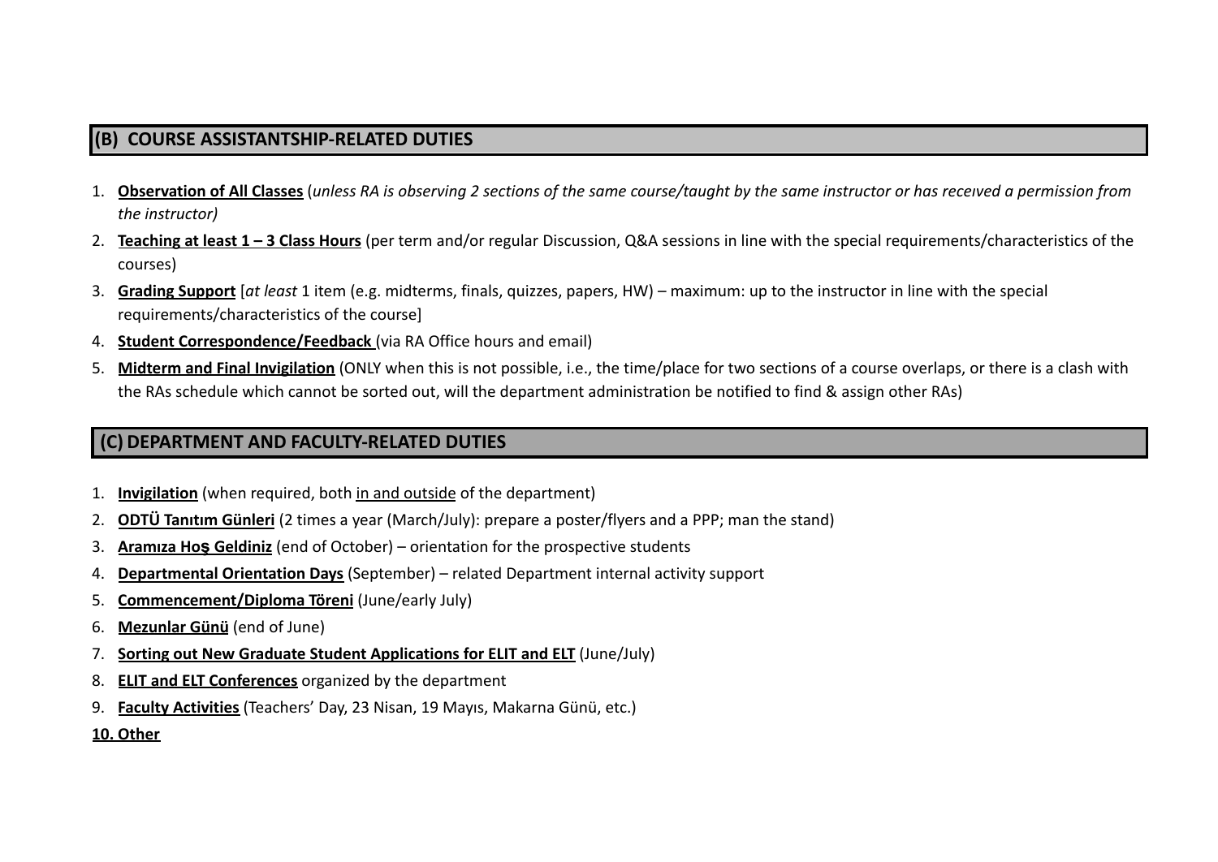## (B) COURSE ASSISTANTSHIP-RELATED DUTIES

1. **Observation of All Classes** (*unless RA is observing 2 sections of the same course/taught by the same instructor or has receıved a permission from the instructor)*
2. **Teaching at least 1 – 3 Class Hours** (per term and/or regular Discussion, Q&A sessions in line with the special requirements/characteristics of the courses)
3. **Grading Support** [*at least* 1 item (e.g. midterms, finals, quizzes, papers, HW) – maximum: up to the instructor in line with the special requirements/characteristics of the course]
4. **Student Correspondence/Feedback** (via RA Office hours and email)
5. **Midterm and Final Invigilation** (ONLY when this is not possible, i.e., the time/place for two sections of a course overlaps, or there is a clash with the RAs schedule which cannot be sorted out, will the department administration be notified to find & assign other RAs)

## (C) DEPARTMENT AND FACULTY-RELATED DUTIES

1. **Invigilation** (when required, both in and outside of the department)
2. **ODTÜ Tanıtım Günleri** (2 times a year (March/July): prepare a poster/flyers and a PPP; man the stand)
3. **Aramıza Hoş Geldiniz** (end of October) – orientation for the prospective students
4. **Departmental Orientation Days** (September) – related Department internal activity support
5. **Commencement/Diploma Töreni** (June/early July)
6. **Mezunlar Günü** (end of June)
7. **Sorting out New Graduate Student Applications for ELIT and ELT** (June/July)
8. **ELIT and ELT Conferences** organized by the department
9. **Faculty Activities** (Teachers' Day, 23 Nisan, 19 Mayıs, Makarna Günü, etc.)
10. **Other**